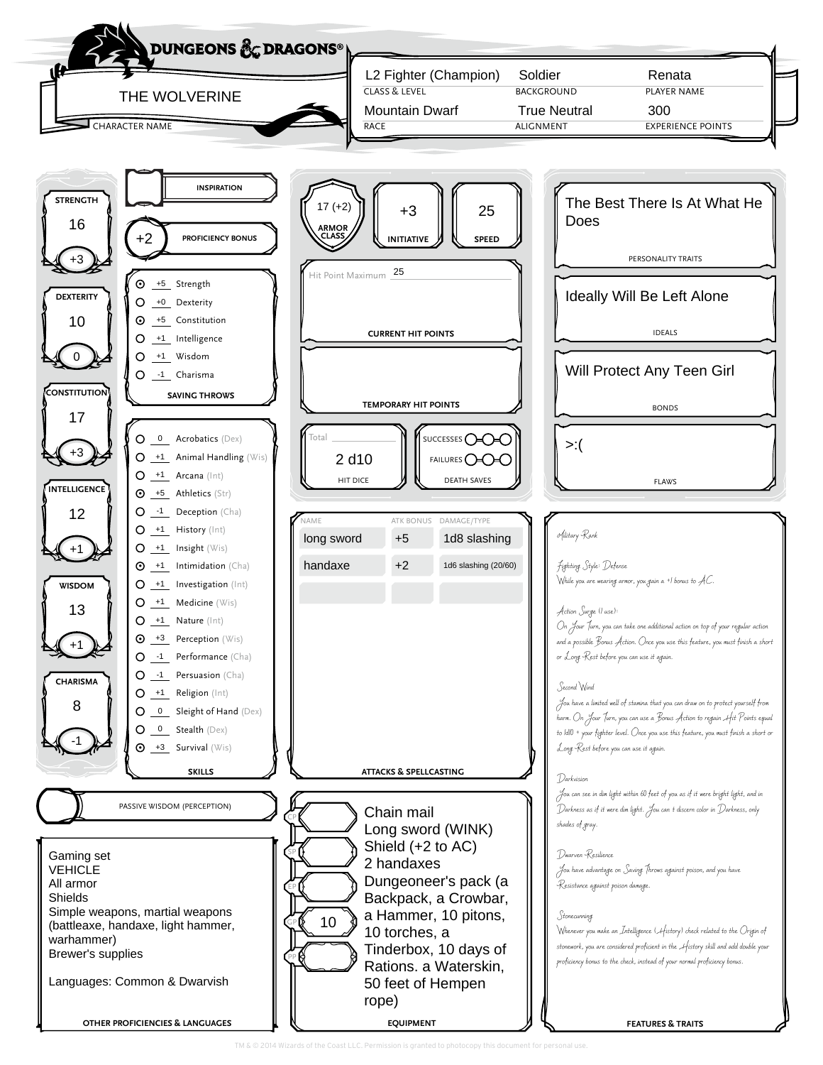# DUNGEONS & DRAGONS®

**CHARACTER NAME:** THE WOLVERINE

| CLASS & LEVEL | BACKGROUND | PLAYER NAME |
| --- | --- | --- |
| L2 Fighter (Champion) | Soldier | Renata |

| RACE | ALIGNMENT | EXPERIENCE POINTS |
| --- | --- | --- |
| Mountain Dwarf | True Neutral | 300 |

## Ability Scores

| Ability | Score | Modifier |
| --- | --- | --- |
| STRENGTH | 16 | +3 |
| DEXTERITY | 10 | 0 |
| CONSTITUTION | 17 | +3 |
| INTELLIGENCE | 12 | +1 |
| WISDOM | 13 | +1 |
| CHARISMA | 8 | -1 |

**INSPIRATION**

**PROFICIENCY BONUS:** +2

## Saving Throws

| Proficient | Bonus | Saving Throw |
| --- | --- | --- |
| ⦿ | +5 | Strength |
| ○ | +0 | Dexterity |
| ⦿ | +5 | Constitution |
| ○ | +1 | Intelligence |
| ○ | +1 | Wisdom |
| ○ | -1 | Charisma |

## Skills

| Proficient | Bonus | Skill |
| --- | --- | --- |
| ○ | 0 | Acrobatics (Dex) |
| ○ | +1 | Animal Handling (Wis) |
| ○ | +1 | Arcana (Int) |
| ⦿ | +5 | Athletics (Str) |
| ○ | -1 | Deception (Cha) |
| ○ | +1 | History (Int) |
| ○ | +1 | Insight (Wis) |
| ⦿ | +1 | Intimidation (Cha) |
| ○ | +1 | Investigation (Int) |
| ○ | +1 | Medicine (Wis) |
| ○ | +1 | Nature (Int) |
| ⦿ | +3 | Perception (Wis) |
| ○ | -1 | Performance (Cha) |
| ○ | -1 | Persuasion (Cha) |
| ○ | +1 | Religion (Int) |
| ○ | 0 | Sleight of Hand (Dex) |
| ○ | 0 | Stealth (Dex) |
| ⦿ | +3 | Survival (Wis) |

**PASSIVE WISDOM (PERCEPTION)**

## Other Proficiencies & Languages

Gaming set
VEHICLE
All armor
Shields
Simple weapons, martial weapons (battleaxe, handaxe, light hammer, warhammer)
Brewer's supplies

Languages: Common & Dwarvish

## Combat

| ARMOR CLASS | INITIATIVE | SPEED |
| --- | --- | --- |
| 17 (+2) | +3 | 25 |

**Hit Point Maximum:** 25

**CURRENT HIT POINTS**

**TEMPORARY HIT POINTS**

**HIT DICE:** Total ____ 2 d10

**DEATH SAVES:** SUCCESSES ○○○ FAILURES ○○○

## Attacks & Spellcasting

| NAME | ATK BONUS | DAMAGE/TYPE |
| --- | --- | --- |
| long sword | +5 | 1d8 slashing |
| handaxe | +2 | 1d6 slashing (20/60) |

## Equipment

CP:
SP:
EP:
GP: 10
PP:

Chain mail
Long sword (WINK)
Shield (+2 to AC)
2 handaxes
Dungeoneer's pack (a Backpack, a Crowbar, a Hammer, 10 pitons, 10 torches, a Tinderbox, 10 days of Rations. a Waterskin, 50 feet of Hempen rope)

## Personality Traits

The Best There Is At What He Does

## Ideals

Ideally Will Be Left Alone

## Bonds

Will Protect Any Teen Girl

## Flaws

>:(

## Features & Traits

Military Rank

Fighting Style: Defense
While you are wearing armor, you gain a +1 bonus to AC.

Action Surge (1 use):
On Your Turn, you can take one additional action on top of your regular action and a possible Bonus Action. Once you use this feature, you must finish a short or Long Rest before you can use it again.

Second Wind
You have a limited well of stamina that you can draw on to protect yourself from harm. On Your Turn, you can use a Bonus Action to regain Hit Points equal to 1d10 + your fighter level. Once you use this feature, you must finish a short or Long Rest before you can use it again.

Darkvision
You can see in dim light within 60 feet of you as if it were bright light, and in Darkness as if it were dim light. You can't discern color in Darkness, only shades of gray.

Dwarven Resilience
You have advantage on Saving Throws against poison, and you have Resistance against poison damage.

Stonecunning
Whenever you make an Intelligence (History) check related to the Origin of stonework, you are considered proficient in the History skill and add double your proficiency bonus to the check, instead of your normal proficiency bonus.

TM & © 2014 Wizards of the Coast LLC. Permission is granted to photocopy this document for personal use.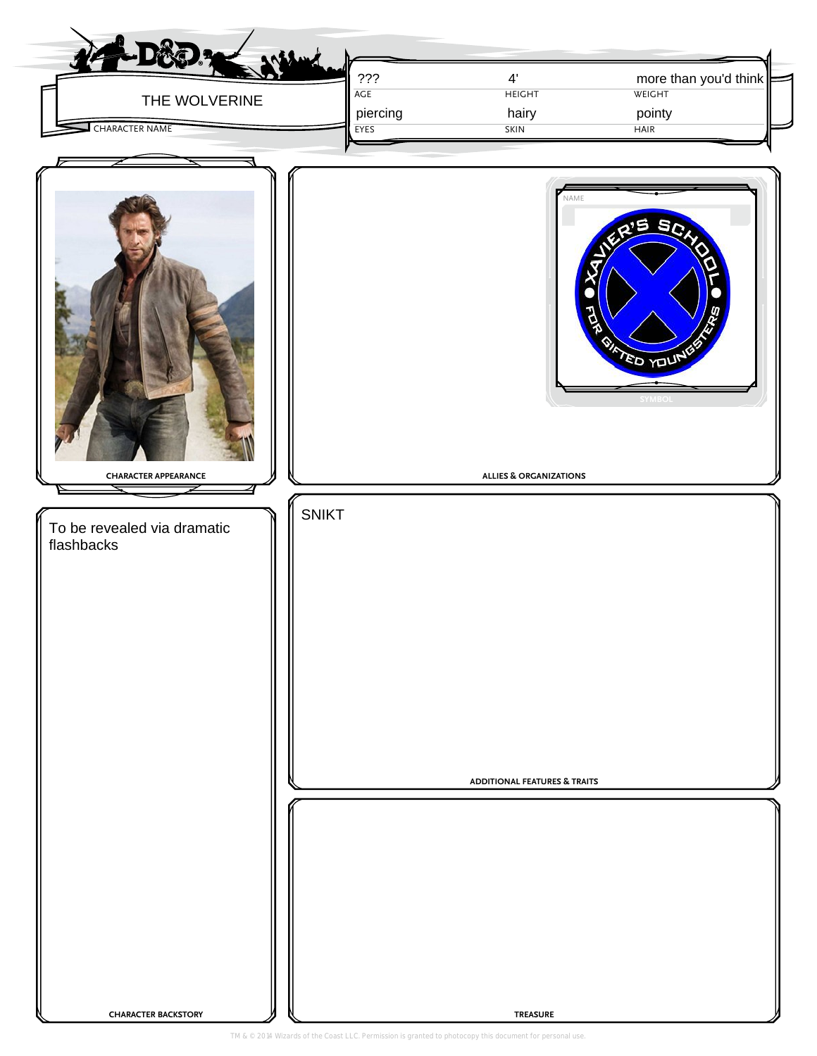THE WOLVERINE

CHARACTER NAME

| AGE | HEIGHT | WEIGHT |
| --- | --- | --- |
| ??? | 4' | more than you'd think |

| EYES | SKIN | HAIR |
| --- | --- | --- |
| piercing | hairy | pointy |

CHARACTER APPEARANCE

NAME

SYMBOL

ALLIES & ORGANIZATIONS

**CHARACTER BACKSTORY**

To be revealed via dramatic flashbacks

**ADDITIONAL FEATURES & TRAITS**

SNIKT

**TREASURE**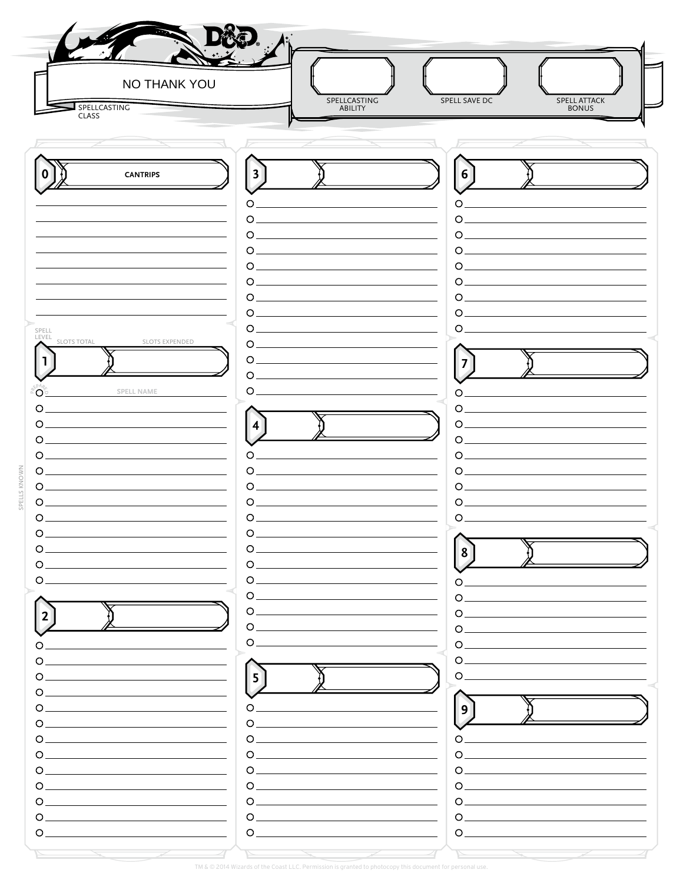NO THANK YOU

SPELLCASTING CLASS

SPELLCASTING ABILITY

SPELL SAVE DC

SPELL ATTACK BONUS

0 CANTRIPS

SPELL LEVEL

SLOTS TOTAL

SLOTS EXPENDED

1

PREPARED

SPELL NAME

SPELLS KNOWN

2

3

4

5

6

7

8

9

TM & © 2014 Wizards of the Coast LLC. Permission is granted to photocopy this document for personal use.